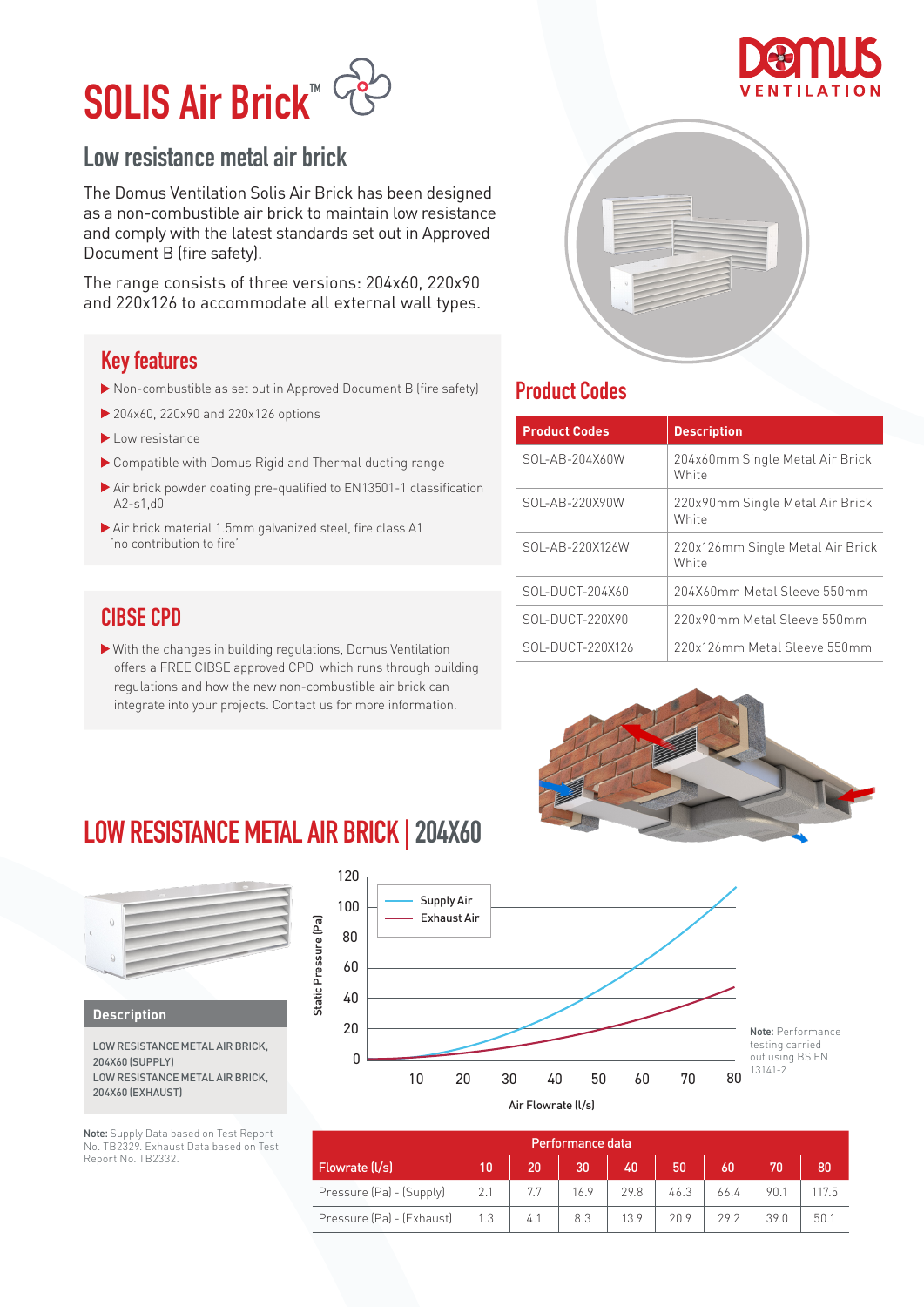# SOLIS Air Brick™

Domus VENTILATION

## Low resistance metal air brick

The Domus Ventilation Solis Air Brick has been designed as a non-combustible air brick to maintain low resistance and comply with the latest standards set out in Approved Document B (fire safety).

The range consists of three versions: 204x60, 220x90 and 220x126 to accommodate all external wall types.

### Key features

- Non-combustible as set out in Approved Document B (fire safety)
- 204x60, 220x90 and 220x126 options
- Low resistance
- Compatible with Domus Rigid and Thermal ducting range
- Air brick powder coating pre-qualified to EN13501-1 classification A2-s1,d0
- Air brick material 1.5mm galvanized steel, fire class A1 'no contribution to fire'

### CIBSE CPD

- With the changes in building regulations, Domus Ventilation offers a FREE CIBSE approved CPD which runs through building regulations and how the new non-combustible air brick can integrate into your projects. Contact us for more information.

### Product Codes

| Product Codes | Description |
|---|---|
| SOL-AB-204X60W | 204x60mm Single Metal Air Brick White |
| SOL-AB-220X90W | 220x90mm Single Metal Air Brick White |
| SOL-AB-220X126W | 220x126mm Single Metal Air Brick White |
| SOL-DUCT-204X60 | 204X60mm Metal Sleeve 550mm |
| SOL-DUCT-220X90 | 220x90mm Metal Sleeve 550mm |
| SOL-DUCT-220X126 | 220x126mm Metal Sleeve 550mm |

## LOW RESISTANCE METAL AIR BRICK | 204X60

**Description**

LOW RESISTANCE METAL AIR BRICK, 204X60 (SUPPLY)
LOW RESISTANCE METAL AIR BRICK, 204X60 (EXHAUST)

**Note:** Supply Data based on Test Report No. TB2329. Exhaust Data based on Test Report No. TB2332.

Chart: Static Pressure (Pa) vs Air Flowrate (l/s) — Supply Air, Exhaust Air

**Note:** Performance testing carried out using BS EN 13141-2.

| Performance data | | | | | | | | |
|---|---|---|---|---|---|---|---|---|
| Flowrate (l/s) | 10 | 20 | 30 | 40 | 50 | 60 | 70 | 80 |
| Pressure (Pa) - (Supply) | 2.1 | 7.7 | 16.9 | 29.8 | 46.3 | 66.4 | 90.1 | 117.5 |
| Pressure (Pa) - (Exhaust) | 1.3 | 4.1 | 8.3 | 13.9 | 20.9 | 29.2 | 39.0 | 50.1 |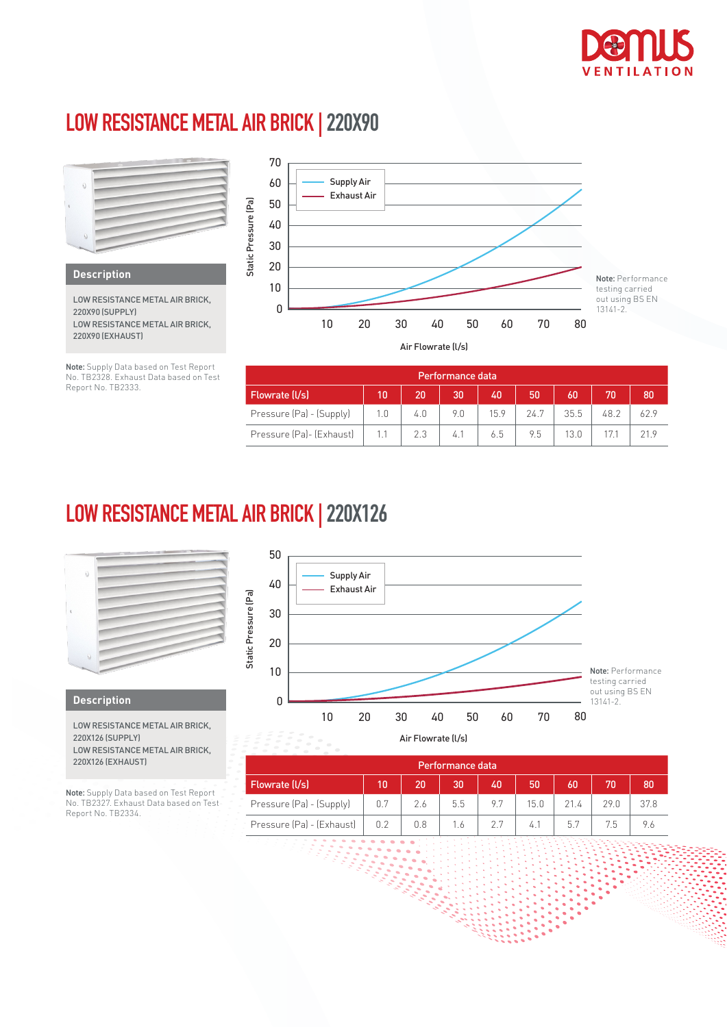# LOW RESISTANCE METAL AIR BRICK | 220X90

### Description

LOW RESISTANCE METAL AIR BRICK, 220X90 (SUPPLY)
LOW RESISTANCE METAL AIR BRICK, 220X90 (EXHAUST)

**Note:** Supply Data based on Test Report No. TB2328. Exhaust Data based on Test Report No. TB2333.

**Note:** Performance testing carried out using BS EN 13141-2.

| Performance data | | | | | | | | |
|---|---|---|---|---|---|---|---|---|
| Flowrate (l/s) | 10 | 20 | 30 | 40 | 50 | 60 | 70 | 80 |
| Pressure (Pa) - (Supply) | 1.0 | 4.0 | 9.0 | 15.9 | 24.7 | 35.5 | 48.2 | 62.9 |
| Pressure (Pa)- (Exhaust) | 1.1 | 2.3 | 4.1 | 6.5 | 9.5 | 13.0 | 17.1 | 21.9 |

# LOW RESISTANCE METAL AIR BRICK | 220X126

### Description

LOW RESISTANCE METAL AIR BRICK, 220X126 (SUPPLY)
LOW RESISTANCE METAL AIR BRICK, 220X126 (EXHAUST)

**Note:** Supply Data based on Test Report No. TB2327. Exhaust Data based on Test Report No. TB2334.

**Note:** Performance testing carried out using BS EN 13141-2.

| Performance data | | | | | | | | |
|---|---|---|---|---|---|---|---|---|
| Flowrate (l/s) | 10 | 20 | 30 | 40 | 50 | 60 | 70 | 80 |
| Pressure (Pa) - (Supply) | 0.7 | 2.6 | 5.5 | 9.7 | 15.0 | 21.4 | 29.0 | 37.8 |
| Pressure (Pa) - (Exhaust) | 0.2 | 0.8 | 1.6 | 2.7 | 4.1 | 5.7 | 7.5 | 9.6 |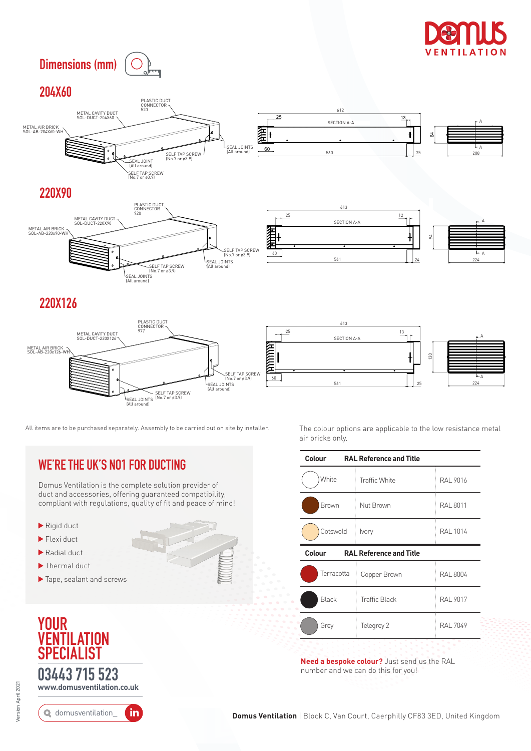## Dimensions (mm)

### 204X60

PLASTIC DUCT CONNECTOR
520

METAL CAVITY DUCT
SOL-DUCT-204X60

METAL AIR BRICK
SOL-AB-204X60-WH

SEAL JOINTS
(All around)

SELF TAP SCREW
(No.7 or ø3.9)

SEAL JOINT
(All around)

SELF TAP SCREW
(No.7 or ø3.9)

SECTION A-A

612
25
13
60
560
25
64
208

### 220X90

PLASTIC DUCT CONNECTOR
920

METAL CAVITY DUCT
SOL-DUCT-220X90

METAL AIR BRICK
SOL-AB-220x90-WH

SELF TAP SCREW
(No.7 or ø3.9)

SEAL JOINTS
(All around)

SELF TAP SCREW
(No.7 or ø3.9)

SEAL JOINTS
(All around)

SECTION A-A

613
25
12
60
561
24
94
224

### 220X126

PLASTIC DUCT CONNECTOR
977

METAL CAVITY DUCT
SOL-DUCT-220X126

METAL AIR BRICK
SOL-AB-220x126-WH

SELF TAP SCREW
(No.7 or ø3.9)

SEAL JOINTS
(All around)

SELF TAP SCREW
(No.7 or ø3.9)

SEAL JOINTS
(All around)

SECTION A-A

613
25
13
60
561
25
130
224

All items are to be purchased separately. Assembly to be carried out on site by installer.

## WE'RE THE UK'S NO1 FOR DUCTING

Domus Ventilation is the complete solution provider of duct and accessories, offering guaranteed compatibility, compliant with regulations, quality of fit and peace of mind!

- Rigid duct
- Flexi duct
- Radial duct
- Thermal duct
- Tape, sealant and screws

The colour options are applicable to the low resistance metal air bricks only.

| Colour | RAL Reference and Title | |
|---|---|---|
| White | Traffic White | RAL 9016 |
| Brown | Nut Brown | RAL 8011 |
| Cotswold | Ivory | RAL 1014 |
| **Colour** | **RAL Reference and Title** | |
| Terracotta | Copper Brown | RAL 8004 |
| Black | Traffic Black | RAL 9017 |
| Grey | Telegrey 2 | RAL 7049 |

**Need a bespoke colour?** Just send us the RAL number and we can do this for you!

## YOUR VENTILATION SPECIALIST

**03443 715 523**

**www.domusventilation.co.uk**

domusventilation_

Version April 2021

**Domus Ventilation** | Block C, Van Court, Caerphilly CF83 3ED, United Kingdom